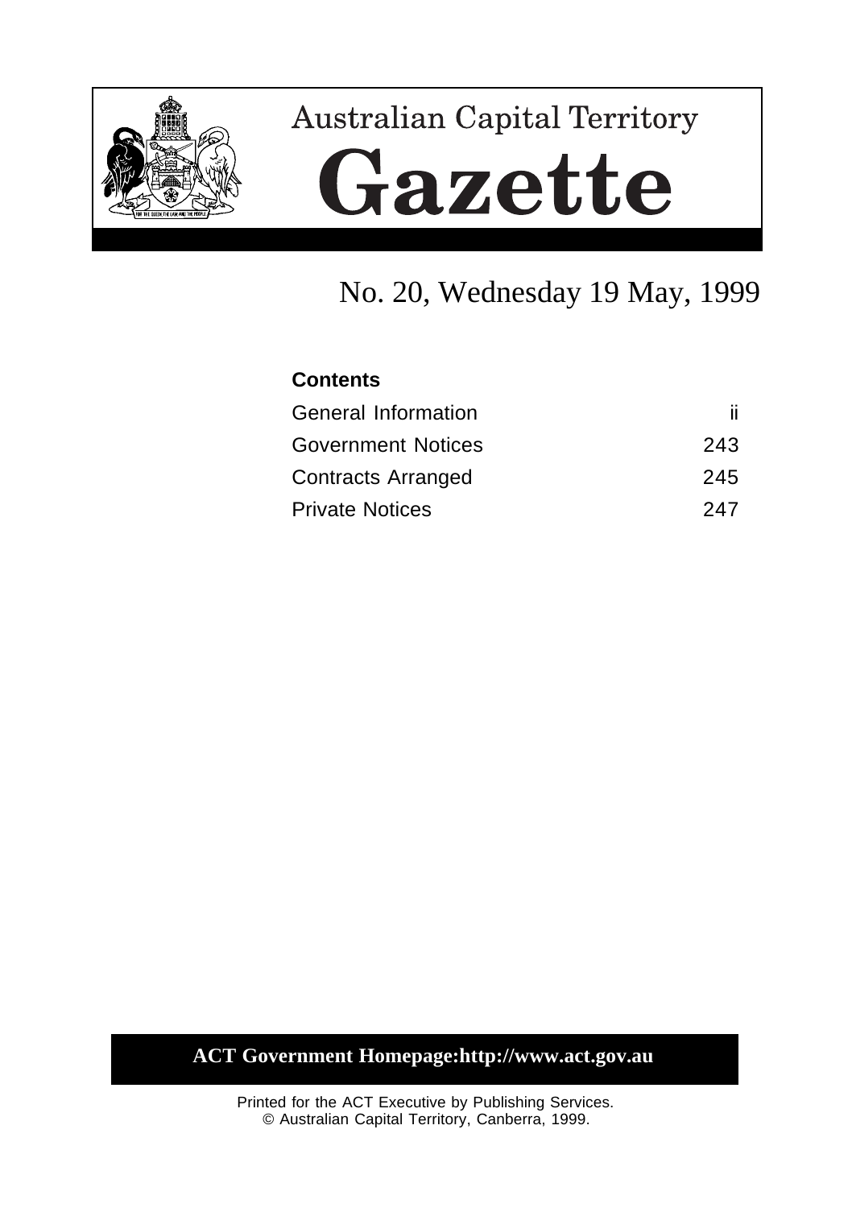# Australian Capital Territory

# Gazette

## No. 20, Wednesday 19 May, 1999

**Contents**

| | |
|---|---|
| General Information | ii |
| Government Notices | 243 |
| Contracts Arranged | 245 |
| Private Notices | 247 |

**ACT Government Homepage:http://www.act.gov.au**

Printed for the ACT Executive by Publishing Services.
© Australian Capital Territory, Canberra, 1999.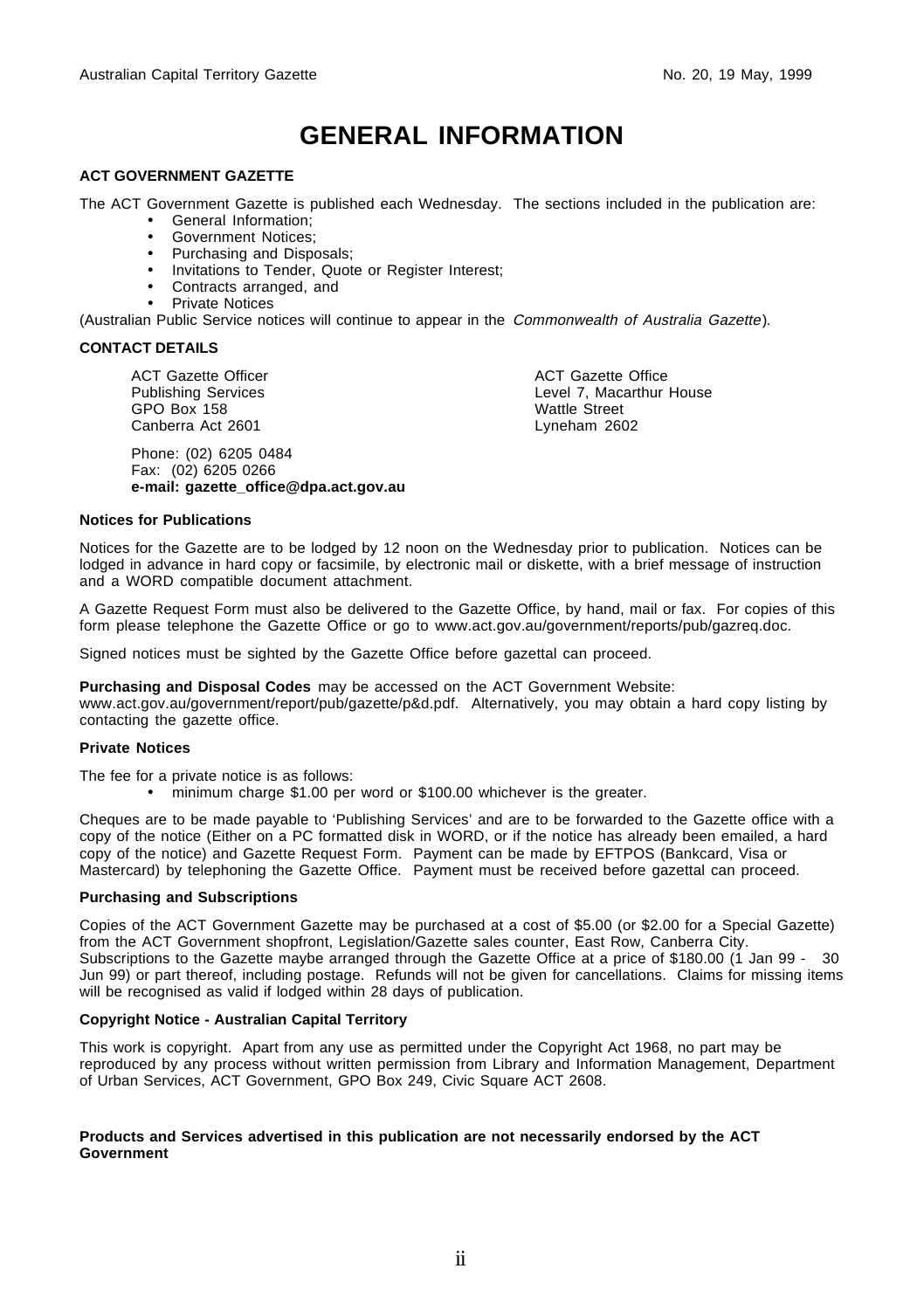# GENERAL INFORMATION

**ACT GOVERNMENT GAZETTE**

The ACT Government Gazette is published each Wednesday. The sections included in the publication are:

- General Information;
- Government Notices;
- Purchasing and Disposals;
- Invitations to Tender, Quote or Register Interest;
- Contracts arranged, and
- Private Notices

(Australian Public Service notices will continue to appear in the *Commonwealth of Australia Gazette*).

**CONTACT DETAILS**

ACT Gazette Officer
Publishing Services
GPO Box 158
Canberra Act 2601

ACT Gazette Office
Level 7, Macarthur House
Wattle Street
Lyneham 2602

Phone: (02) 6205 0484
Fax: (02) 6205 0266
**e-mail: gazette_office@dpa.act.gov.au**

**Notices for Publications**

Notices for the Gazette are to be lodged by 12 noon on the Wednesday prior to publication. Notices can be lodged in advance in hard copy or facsimile, by electronic mail or diskette, with a brief message of instruction and a WORD compatible document attachment.

A Gazette Request Form must also be delivered to the Gazette Office, by hand, mail or fax. For copies of this form please telephone the Gazette Office or go to www.act.gov.au/government/reports/pub/gazreq.doc.

Signed notices must be sighted by the Gazette Office before gazettal can proceed.

**Purchasing and Disposal Codes** may be accessed on the ACT Government Website: www.act.gov.au/government/report/pub/gazette/p&d.pdf. Alternatively, you may obtain a hard copy listing by contacting the gazette office.

**Private Notices**

The fee for a private notice is as follows:

- minimum charge $1.00 per word or $100.00 whichever is the greater.

Cheques are to be made payable to 'Publishing Services' and are to be forwarded to the Gazette office with a copy of the notice (Either on a PC formatted disk in WORD, or if the notice has already been emailed, a hard copy of the notice) and Gazette Request Form. Payment can be made by EFTPOS (Bankcard, Visa or Mastercard) by telephoning the Gazette Office. Payment must be received before gazettal can proceed.

**Purchasing and Subscriptions**

Copies of the ACT Government Gazette may be purchased at a cost of $5.00 (or $2.00 for a Special Gazette) from the ACT Government shopfront, Legislation/Gazette sales counter, East Row, Canberra City. Subscriptions to the Gazette maybe arranged through the Gazette Office at a price of $180.00 (1 Jan 99 - 30 Jun 99) or part thereof, including postage. Refunds will not be given for cancellations. Claims for missing items will be recognised as valid if lodged within 28 days of publication.

**Copyright Notice - Australian Capital Territory**

This work is copyright. Apart from any use as permitted under the Copyright Act 1968, no part may be reproduced by any process without written permission from Library and Information Management, Department of Urban Services, ACT Government, GPO Box 249, Civic Square ACT 2608.

**Products and Services advertised in this publication are not necessarily endorsed by the ACT Government**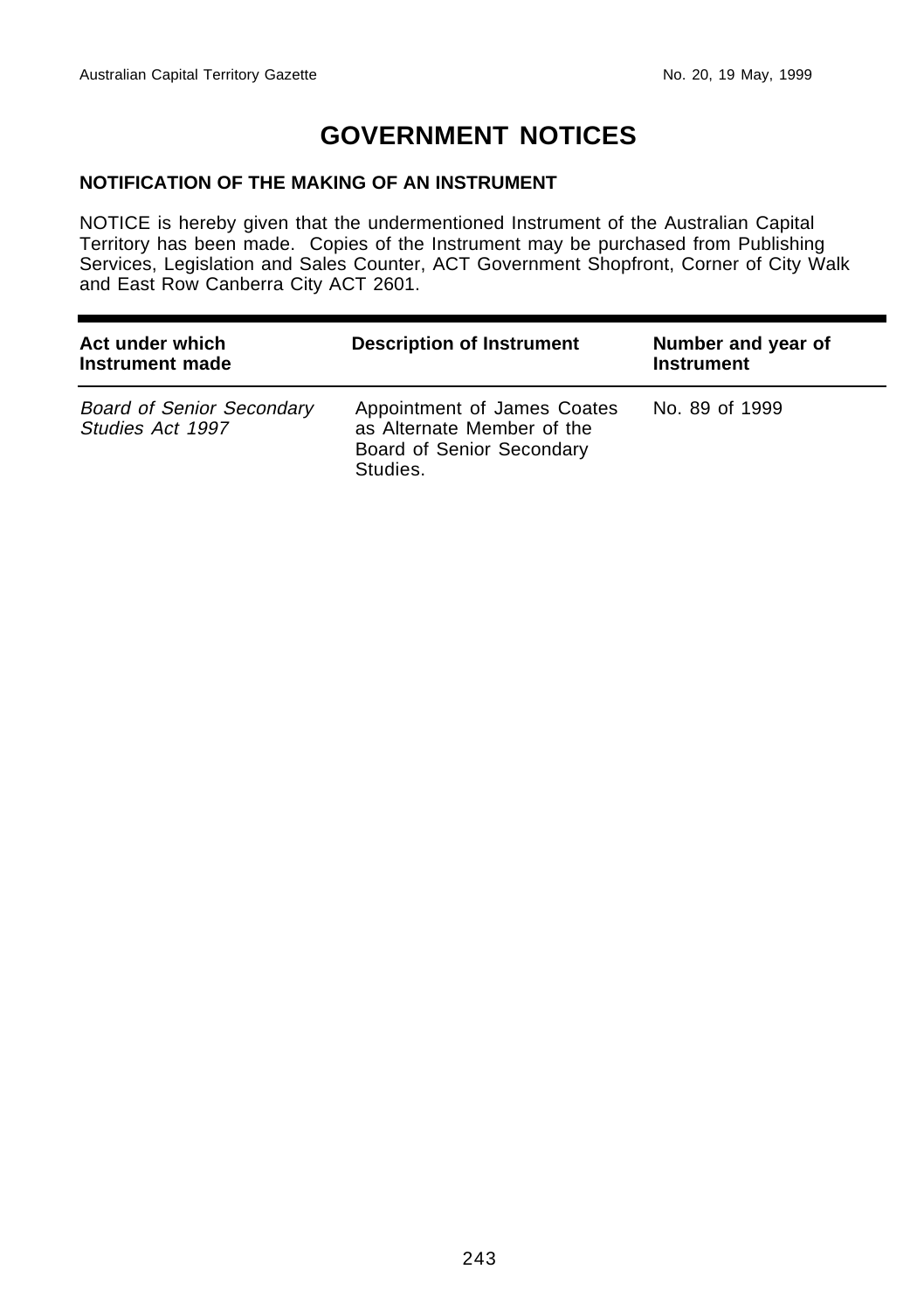# GOVERNMENT NOTICES

## NOTIFICATION OF THE MAKING OF AN INSTRUMENT

NOTICE is hereby given that the undermentioned Instrument of the Australian Capital Territory has been made. Copies of the Instrument may be purchased from Publishing Services, Legislation and Sales Counter, ACT Government Shopfront, Corner of City Walk and East Row Canberra City ACT 2601.

| Act under which Instrument made | Description of Instrument | Number and year of Instrument |
|---|---|---|
| *Board of Senior Secondary Studies Act 1997* | Appointment of James Coates as Alternate Member of the Board of Senior Secondary Studies. | No. 89 of 1999 |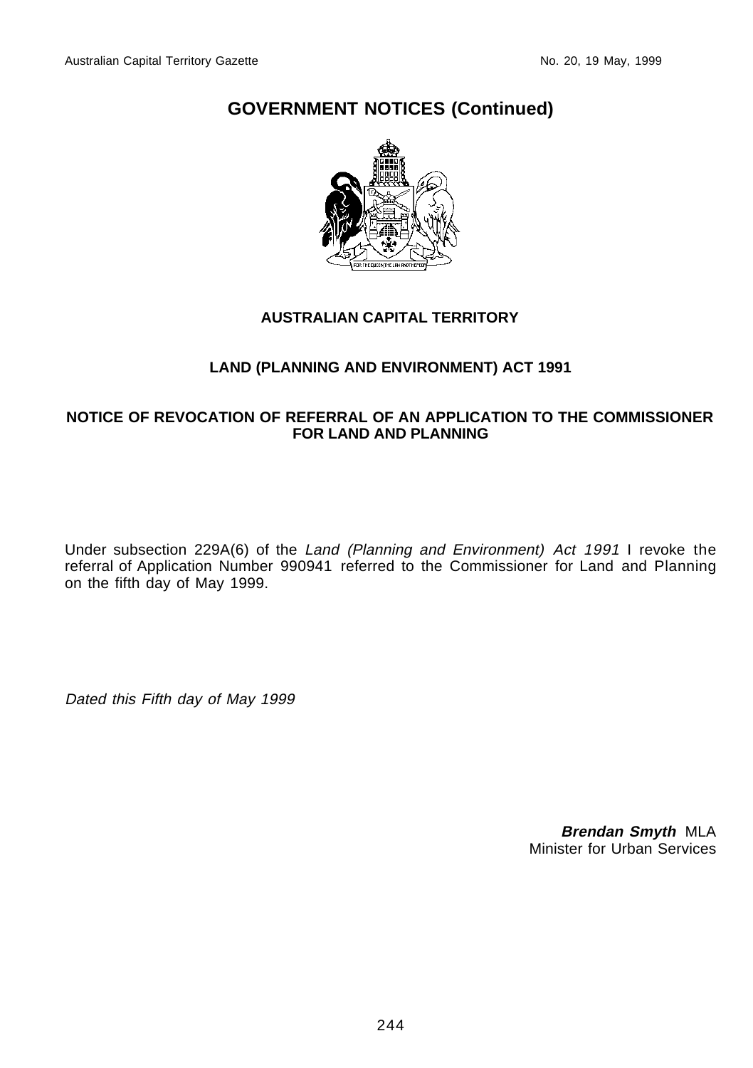# GOVERNMENT NOTICES (Continued)

**AUSTRALIAN CAPITAL TERRITORY**

**LAND (PLANNING AND ENVIRONMENT) ACT 1991**

**NOTICE OF REVOCATION OF REFERRAL OF AN APPLICATION TO THE COMMISSIONER FOR LAND AND PLANNING**

Under subsection 229A(6) of the *Land (Planning and Environment) Act 1991* I revoke the referral of Application Number 990941 referred to the Commissioner for Land and Planning on the fifth day of May 1999.

*Dated this Fifth day of May 1999*

***Brendan Smyth*** MLA
Minister for Urban Services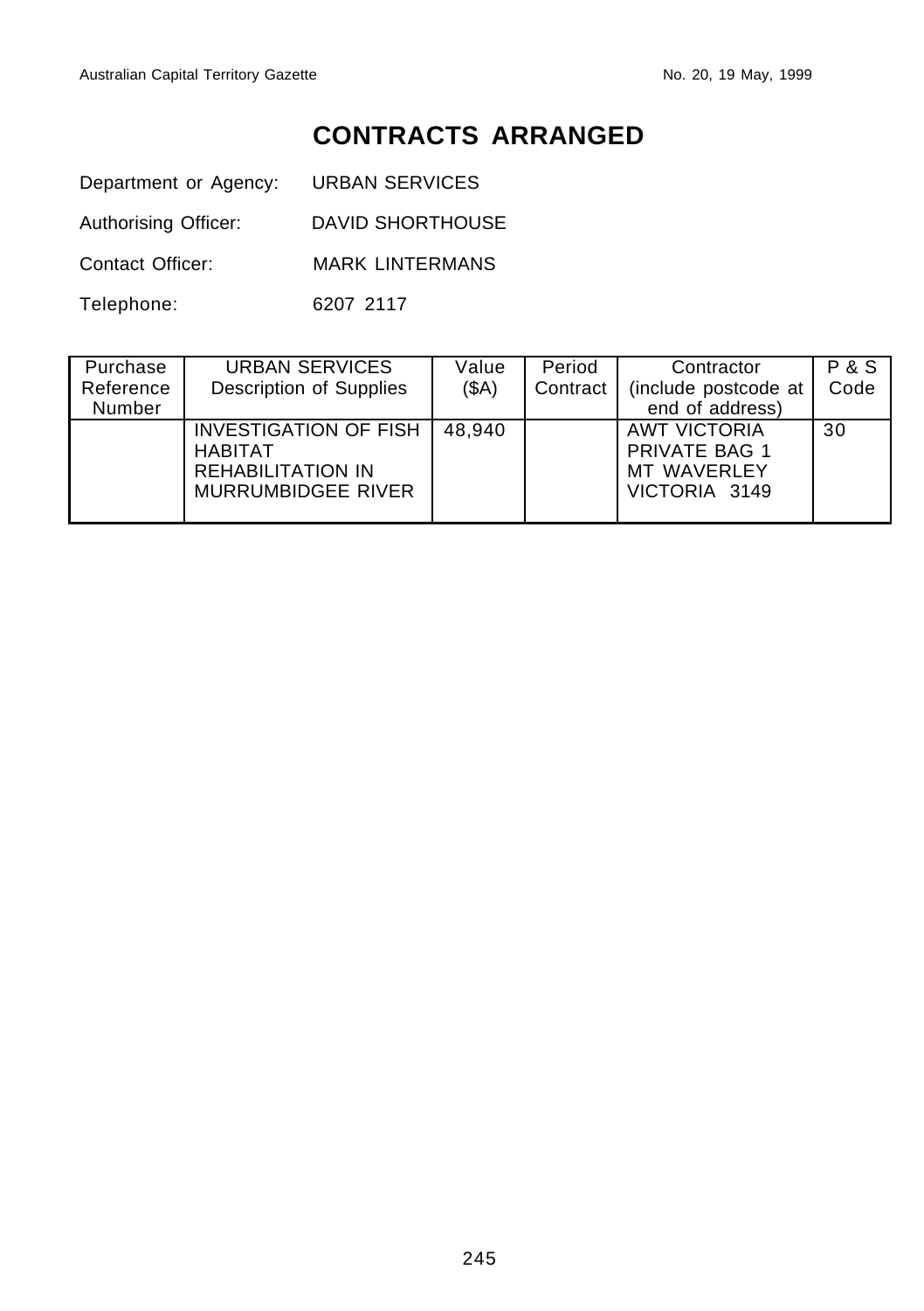# CONTRACTS ARRANGED

Department or Agency: URBAN SERVICES

Authorising Officer: DAVID SHORTHOUSE

Contact Officer: MARK LINTERMANS

Telephone: 6207 2117

| Purchase Reference Number | URBAN SERVICES Description of Supplies | Value ($A) | Period Contract | Contractor (include postcode at end of address) | P & S Code |
|---|---|---|---|---|---|
| | INVESTIGATION OF FISH HABITAT REHABILITATION IN MURRUMBIDGEE RIVER | 48,940 | | AWT VICTORIA PRIVATE BAG 1 MT WAVERLEY VICTORIA 3149 | 30 |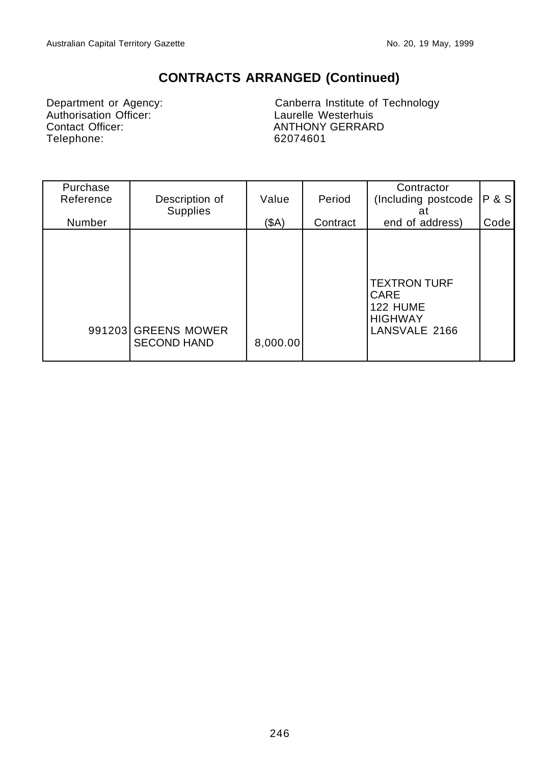## CONTRACTS ARRANGED (Continued)

Department or Agency: Canberra Institute of Technology
Authorisation Officer: Laurelle Westerhuis
Contact Officer: ANTHONY GERRARD
Telephone: 62074601

| Purchase Reference Number | Description of Supplies | Value ($A) | Period Contract | Contractor (Including postcode at end of address) | P & S Code |
|---|---|---|---|---|---|
| 991203 | GREENS MOWER SECOND HAND | 8,000.00 | | TEXTRON TURF CARE 122 HUME HIGHWAY LANSVALE 2166 | |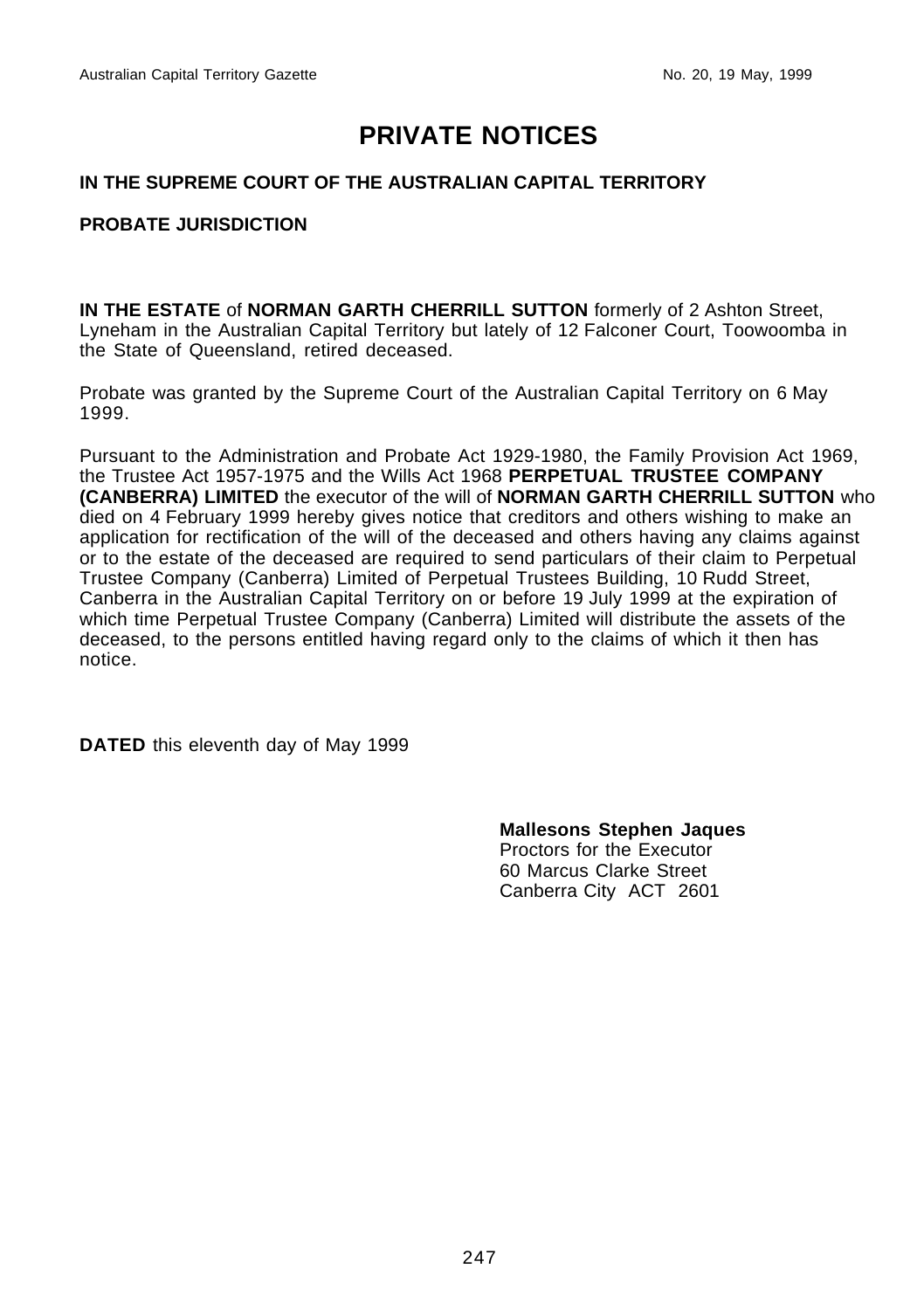# PRIVATE NOTICES

**IN THE SUPREME COURT OF THE AUSTRALIAN CAPITAL TERRITORY**

**PROBATE JURISDICTION**

**IN THE ESTATE** of **NORMAN GARTH CHERRILL SUTTON** formerly of 2 Ashton Street, Lyneham in the Australian Capital Territory but lately of 12 Falconer Court, Toowoomba in the State of Queensland, retired deceased.

Probate was granted by the Supreme Court of the Australian Capital Territory on 6 May 1999.

Pursuant to the Administration and Probate Act 1929-1980, the Family Provision Act 1969, the Trustee Act 1957-1975 and the Wills Act 1968 **PERPETUAL TRUSTEE COMPANY (CANBERRA) LIMITED** the executor of the will of **NORMAN GARTH CHERRILL SUTTON** who died on 4 February 1999 hereby gives notice that creditors and others wishing to make an application for rectification of the will of the deceased and others having any claims against or to the estate of the deceased are required to send particulars of their claim to Perpetual Trustee Company (Canberra) Limited of Perpetual Trustees Building, 10 Rudd Street, Canberra in the Australian Capital Territory on or before 19 July 1999 at the expiration of which time Perpetual Trustee Company (Canberra) Limited will distribute the assets of the deceased, to the persons entitled having regard only to the claims of which it then has notice.

**DATED** this eleventh day of May 1999

**Mallesons Stephen Jaques**
Proctors for the Executor
60 Marcus Clarke Street
Canberra City ACT 2601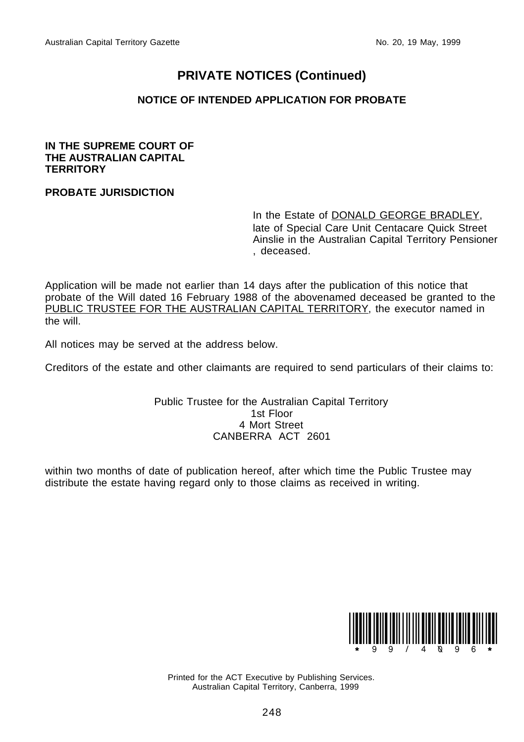# PRIVATE NOTICES (Continued)

## NOTICE OF INTENDED APPLICATION FOR PROBATE

**IN THE SUPREME COURT OF THE AUSTRALIAN CAPITAL TERRITORY**

**PROBATE JURISDICTION**

In the Estate of DONALD GEORGE BRADLEY, late of Special Care Unit Centacare Quick Street Ainslie in the Australian Capital Territory Pensioner , deceased.

Application will be made not earlier than 14 days after the publication of this notice that probate of the Will dated 16 February 1988 of the abovenamed deceased be granted to the PUBLIC TRUSTEE FOR THE AUSTRALIAN CAPITAL TERRITORY, the executor named in the will.

All notices may be served at the address below.

Creditors of the estate and other claimants are required to send particulars of their claims to:

Public Trustee for the Australian Capital Territory
1st Floor
4 Mort Street
CANBERRA ACT 2601

within two months of date of publication hereof, after which time the Public Trustee may distribute the estate having regard only to those claims as received in writing.

*99/4096*

Printed for the ACT Executive by Publishing Services.
Australian Capital Territory, Canberra, 1999